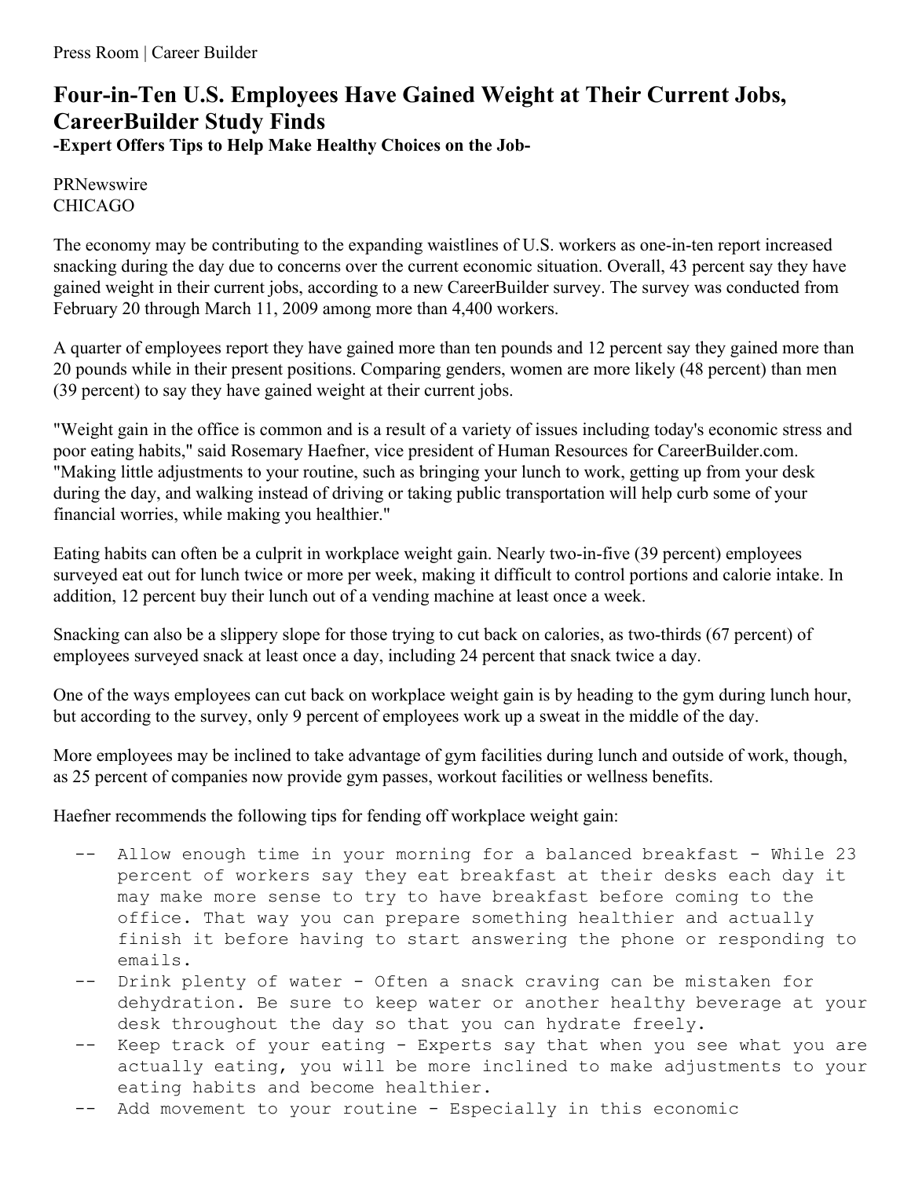Press Room | Career Builder

# Four-in-Ten U.S. Employees Have Gained Weight at Their Current Jobs, CareerBuilder Study Finds

**-Expert Offers Tips to Help Make Healthy Choices on the Job-**

PRNewswire
CHICAGO

The economy may be contributing to the expanding waistlines of U.S. workers as one-in-ten report increased snacking during the day due to concerns over the current economic situation. Overall, 43 percent say they have gained weight in their current jobs, according to a new CareerBuilder survey. The survey was conducted from February 20 through March 11, 2009 among more than 4,400 workers.

A quarter of employees report they have gained more than ten pounds and 12 percent say they gained more than 20 pounds while in their present positions. Comparing genders, women are more likely (48 percent) than men (39 percent) to say they have gained weight at their current jobs.

"Weight gain in the office is common and is a result of a variety of issues including today's economic stress and poor eating habits," said Rosemary Haefner, vice president of Human Resources for CareerBuilder.com. "Making little adjustments to your routine, such as bringing your lunch to work, getting up from your desk during the day, and walking instead of driving or taking public transportation will help curb some of your financial worries, while making you healthier."

Eating habits can often be a culprit in workplace weight gain. Nearly two-in-five (39 percent) employees surveyed eat out for lunch twice or more per week, making it difficult to control portions and calorie intake. In addition, 12 percent buy their lunch out of a vending machine at least once a week.

Snacking can also be a slippery slope for those trying to cut back on calories, as two-thirds (67 percent) of employees surveyed snack at least once a day, including 24 percent that snack twice a day.

One of the ways employees can cut back on workplace weight gain is by heading to the gym during lunch hour, but according to the survey, only 9 percent of employees work up a sweat in the middle of the day.

More employees may be inclined to take advantage of gym facilities during lunch and outside of work, though, as 25 percent of companies now provide gym passes, workout facilities or wellness benefits.

Haefner recommends the following tips for fending off workplace weight gain:

- Allow enough time in your morning for a balanced breakfast - While 23 percent of workers say they eat breakfast at their desks each day it may make more sense to try to have breakfast before coming to the office. That way you can prepare something healthier and actually finish it before having to start answering the phone or responding to emails.
- Drink plenty of water - Often a snack craving can be mistaken for dehydration. Be sure to keep water or another healthy beverage at your desk throughout the day so that you can hydrate freely.
- Keep track of your eating - Experts say that when you see what you are actually eating, you will be more inclined to make adjustments to your eating habits and become healthier.
- Add movement to your routine - Especially in this economic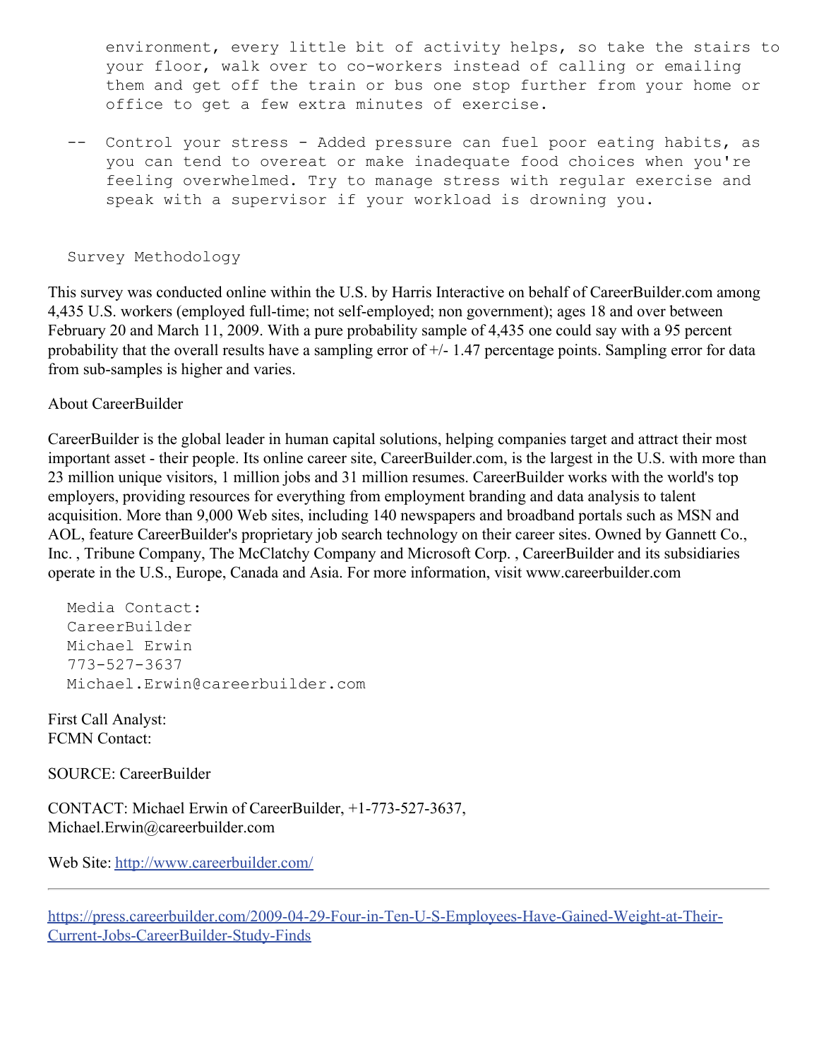environment, every little bit of activity helps, so take the stairs to your floor, walk over to co-workers instead of calling or emailing them and get off the train or bus one stop further from your home or office to get a few extra minutes of exercise.

-- Control your stress - Added pressure can fuel poor eating habits, as you can tend to overeat or make inadequate food choices when you're feeling overwhelmed. Try to manage stress with regular exercise and speak with a supervisor if your workload is drowning you.

Survey Methodology

This survey was conducted online within the U.S. by Harris Interactive on behalf of CareerBuilder.com among 4,435 U.S. workers (employed full-time; not self-employed; non government); ages 18 and over between February 20 and March 11, 2009. With a pure probability sample of 4,435 one could say with a 95 percent probability that the overall results have a sampling error of +/- 1.47 percentage points. Sampling error for data from sub-samples is higher and varies.

About CareerBuilder

CareerBuilder is the global leader in human capital solutions, helping companies target and attract their most important asset - their people. Its online career site, CareerBuilder.com, is the largest in the U.S. with more than 23 million unique visitors, 1 million jobs and 31 million resumes. CareerBuilder works with the world's top employers, providing resources for everything from employment branding and data analysis to talent acquisition. More than 9,000 Web sites, including 140 newspapers and broadband portals such as MSN and AOL, feature CareerBuilder's proprietary job search technology on their career sites. Owned by Gannett Co., Inc. , Tribune Company, The McClatchy Company and Microsoft Corp. , CareerBuilder and its subsidiaries operate in the U.S., Europe, Canada and Asia. For more information, visit www.careerbuilder.com

Media Contact:
CareerBuilder
Michael Erwin
773-527-3637
Michael.Erwin@careerbuilder.com

First Call Analyst:
FCMN Contact:

SOURCE: CareerBuilder

CONTACT: Michael Erwin of CareerBuilder, +1-773-527-3637,
Michael.Erwin@careerbuilder.com

Web Site: http://www.careerbuilder.com/

---

https://press.careerbuilder.com/2009-04-29-Four-in-Ten-U-S-Employees-Have-Gained-Weight-at-Their-Current-Jobs-CareerBuilder-Study-Finds